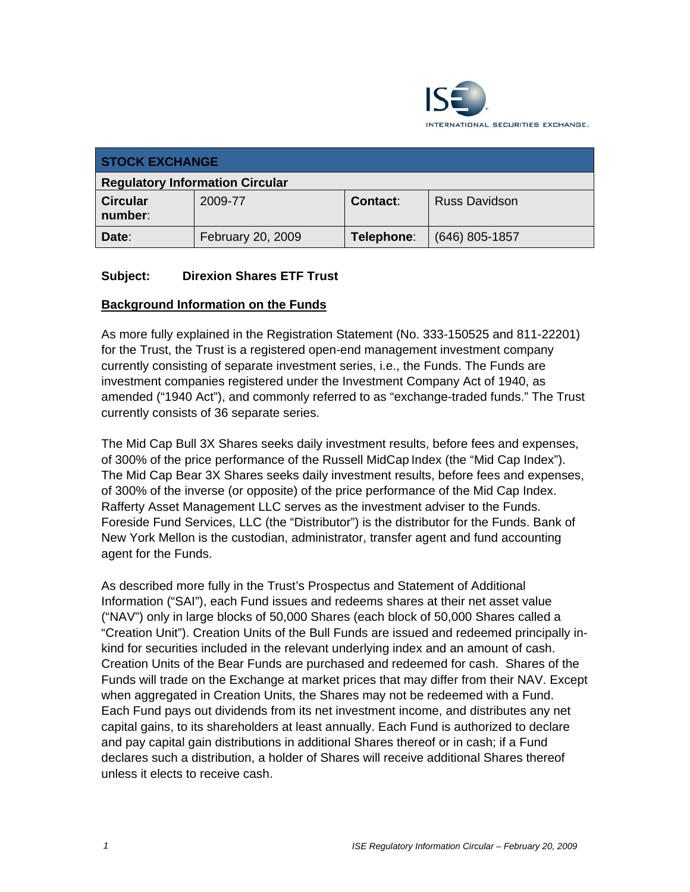ISE INTERNATIONAL SECURITIES EXCHANGE.

| STOCK EXCHANGE | | | |
|---|---|---|---|
| **Regulatory Information Circular** | | | |
| **Circular number**: | 2009-77 | **Contact**: | Russ Davidson |
| **Date**: | February 20, 2009 | **Telephone**: | (646) 805-1857 |

**Subject: Direxion Shares ETF Trust**

## Background Information on the Funds

As more fully explained in the Registration Statement (No. 333-150525 and 811-22201) for the Trust, the Trust is a registered open-end management investment company currently consisting of separate investment series, i.e., the Funds. The Funds are investment companies registered under the Investment Company Act of 1940, as amended ("1940 Act"), and commonly referred to as "exchange-traded funds." The Trust currently consists of 36 separate series.

The Mid Cap Bull 3X Shares seeks daily investment results, before fees and expenses, of 300% of the price performance of the Russell MidCap Index (the "Mid Cap Index"). The Mid Cap Bear 3X Shares seeks daily investment results, before fees and expenses, of 300% of the inverse (or opposite) of the price performance of the Mid Cap Index. Rafferty Asset Management LLC serves as the investment adviser to the Funds. Foreside Fund Services, LLC (the "Distributor") is the distributor for the Funds. Bank of New York Mellon is the custodian, administrator, transfer agent and fund accounting agent for the Funds.

As described more fully in the Trust's Prospectus and Statement of Additional Information ("SAI"), each Fund issues and redeems shares at their net asset value ("NAV") only in large blocks of 50,000 Shares (each block of 50,000 Shares called a "Creation Unit"). Creation Units of the Bull Funds are issued and redeemed principally in-kind for securities included in the relevant underlying index and an amount of cash. Creation Units of the Bear Funds are purchased and redeemed for cash. Shares of the Funds will trade on the Exchange at market prices that may differ from their NAV. Except when aggregated in Creation Units, the Shares may not be redeemed with a Fund. Each Fund pays out dividends from its net investment income, and distributes any net capital gains, to its shareholders at least annually. Each Fund is authorized to declare and pay capital gain distributions in additional Shares thereof or in cash; if a Fund declares such a distribution, a holder of Shares will receive additional Shares thereof unless it elects to receive cash.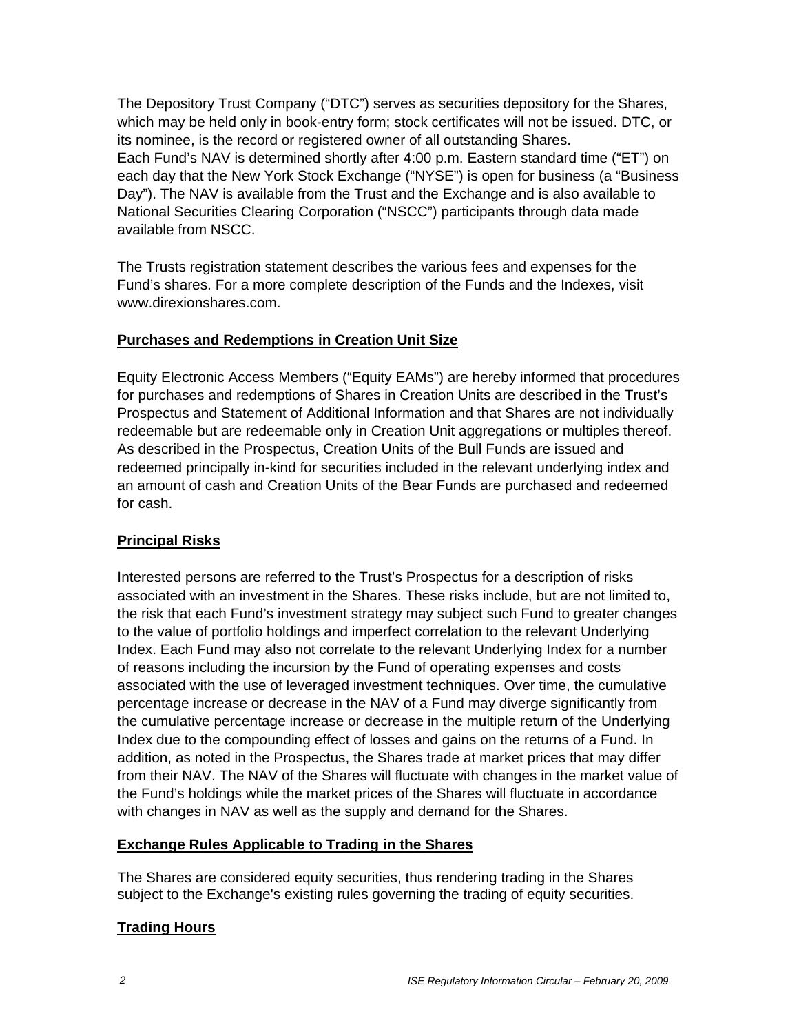The Depository Trust Company ("DTC") serves as securities depository for the Shares, which may be held only in book-entry form; stock certificates will not be issued. DTC, or its nominee, is the record or registered owner of all outstanding Shares.
Each Fund's NAV is determined shortly after 4:00 p.m. Eastern standard time ("ET") on each day that the New York Stock Exchange ("NYSE") is open for business (a "Business Day"). The NAV is available from the Trust and the Exchange and is also available to National Securities Clearing Corporation ("NSCC") participants through data made available from NSCC.

The Trusts registration statement describes the various fees and expenses for the Fund's shares. For a more complete description of the Funds and the Indexes, visit www.direxionshares.com.

**Purchases and Redemptions in Creation Unit Size**

Equity Electronic Access Members ("Equity EAMs") are hereby informed that procedures for purchases and redemptions of Shares in Creation Units are described in the Trust's Prospectus and Statement of Additional Information and that Shares are not individually redeemable but are redeemable only in Creation Unit aggregations or multiples thereof. As described in the Prospectus, Creation Units of the Bull Funds are issued and redeemed principally in-kind for securities included in the relevant underlying index and an amount of cash and Creation Units of the Bear Funds are purchased and redeemed for cash.

**Principal Risks**

Interested persons are referred to the Trust's Prospectus for a description of risks associated with an investment in the Shares. These risks include, but are not limited to, the risk that each Fund's investment strategy may subject such Fund to greater changes to the value of portfolio holdings and imperfect correlation to the relevant Underlying Index. Each Fund may also not correlate to the relevant Underlying Index for a number of reasons including the incursion by the Fund of operating expenses and costs associated with the use of leveraged investment techniques. Over time, the cumulative percentage increase or decrease in the NAV of a Fund may diverge significantly from the cumulative percentage increase or decrease in the multiple return of the Underlying Index due to the compounding effect of losses and gains on the returns of a Fund. In addition, as noted in the Prospectus, the Shares trade at market prices that may differ from their NAV. The NAV of the Shares will fluctuate with changes in the market value of the Fund's holdings while the market prices of the Shares will fluctuate in accordance with changes in NAV as well as the supply and demand for the Shares.

**Exchange Rules Applicable to Trading in the Shares**

The Shares are considered equity securities, thus rendering trading in the Shares subject to the Exchange's existing rules governing the trading of equity securities.

**Trading Hours**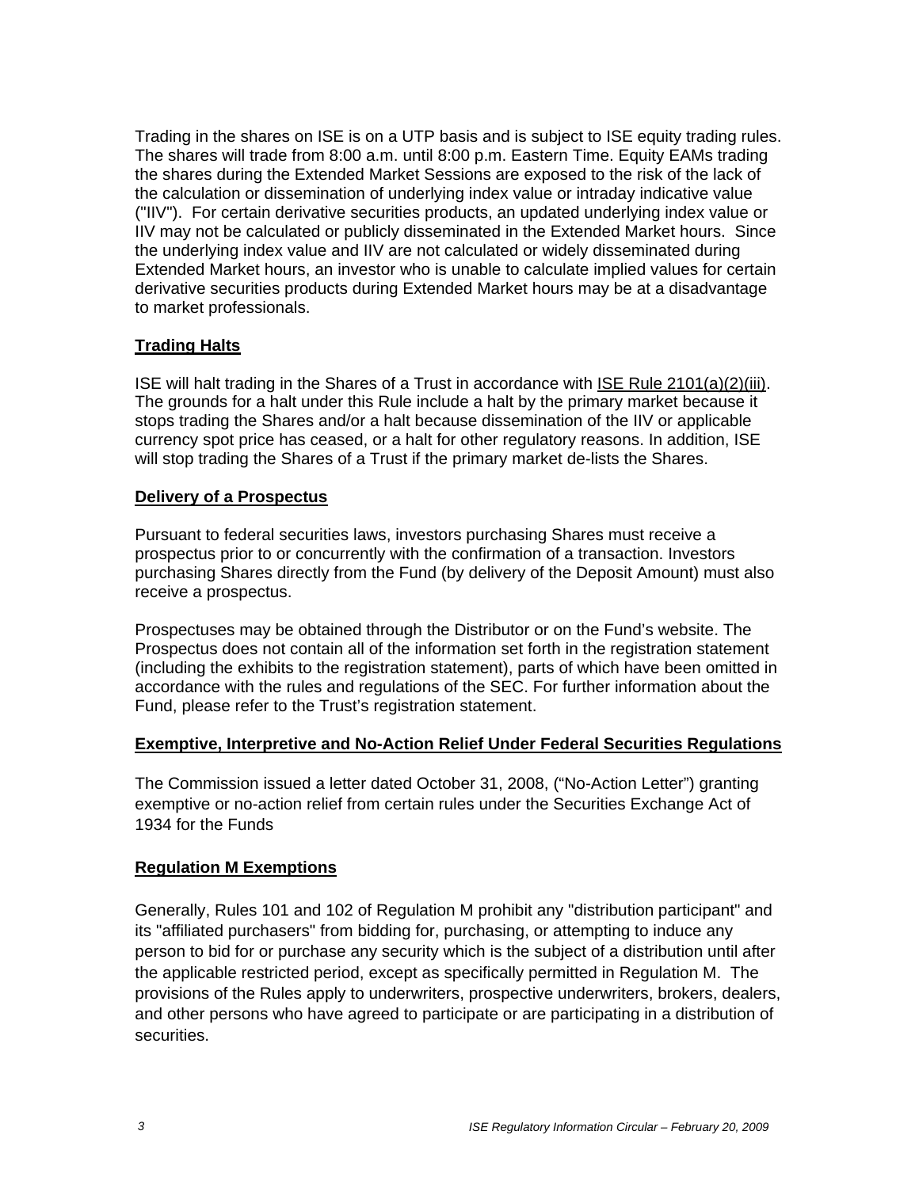Trading in the shares on ISE is on a UTP basis and is subject to ISE equity trading rules. The shares will trade from 8:00 a.m. until 8:00 p.m. Eastern Time. Equity EAMs trading the shares during the Extended Market Sessions are exposed to the risk of the lack of the calculation or dissemination of underlying index value or intraday indicative value ("IIV"). For certain derivative securities products, an updated underlying index value or IIV may not be calculated or publicly disseminated in the Extended Market hours. Since the underlying index value and IIV are not calculated or widely disseminated during Extended Market hours, an investor who is unable to calculate implied values for certain derivative securities products during Extended Market hours may be at a disadvantage to market professionals.

## Trading Halts

ISE will halt trading in the Shares of a Trust in accordance with ISE Rule 2101(a)(2)(iii). The grounds for a halt under this Rule include a halt by the primary market because it stops trading the Shares and/or a halt because dissemination of the IIV or applicable currency spot price has ceased, or a halt for other regulatory reasons. In addition, ISE will stop trading the Shares of a Trust if the primary market de-lists the Shares.

## Delivery of a Prospectus

Pursuant to federal securities laws, investors purchasing Shares must receive a prospectus prior to or concurrently with the confirmation of a transaction. Investors purchasing Shares directly from the Fund (by delivery of the Deposit Amount) must also receive a prospectus.

Prospectuses may be obtained through the Distributor or on the Fund's website. The Prospectus does not contain all of the information set forth in the registration statement (including the exhibits to the registration statement), parts of which have been omitted in accordance with the rules and regulations of the SEC. For further information about the Fund, please refer to the Trust's registration statement.

## Exemptive, Interpretive and No-Action Relief Under Federal Securities Regulations

The Commission issued a letter dated October 31, 2008, ("No-Action Letter") granting exemptive or no-action relief from certain rules under the Securities Exchange Act of 1934 for the Funds

## Regulation M Exemptions

Generally, Rules 101 and 102 of Regulation M prohibit any "distribution participant" and its "affiliated purchasers" from bidding for, purchasing, or attempting to induce any person to bid for or purchase any security which is the subject of a distribution until after the applicable restricted period, except as specifically permitted in Regulation M. The provisions of the Rules apply to underwriters, prospective underwriters, brokers, dealers, and other persons who have agreed to participate or are participating in a distribution of securities.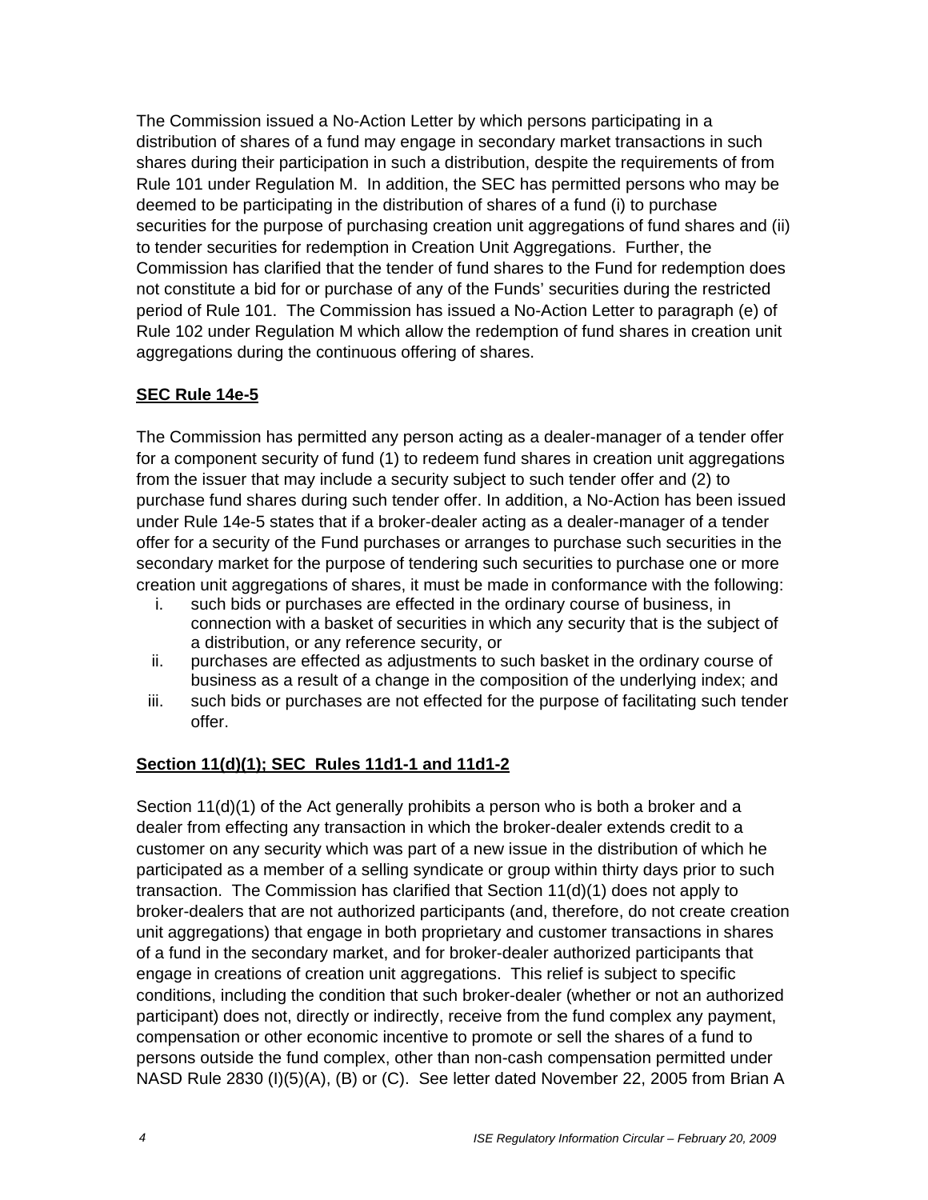The Commission issued a No-Action Letter by which persons participating in a distribution of shares of a fund may engage in secondary market transactions in such shares during their participation in such a distribution, despite the requirements of from Rule 101 under Regulation M. In addition, the SEC has permitted persons who may be deemed to be participating in the distribution of shares of a fund (i) to purchase securities for the purpose of purchasing creation unit aggregations of fund shares and (ii) to tender securities for redemption in Creation Unit Aggregations. Further, the Commission has clarified that the tender of fund shares to the Fund for redemption does not constitute a bid for or purchase of any of the Funds' securities during the restricted period of Rule 101. The Commission has issued a No-Action Letter to paragraph (e) of Rule 102 under Regulation M which allow the redemption of fund shares in creation unit aggregations during the continuous offering of shares.

**SEC Rule 14e-5**

The Commission has permitted any person acting as a dealer-manager of a tender offer for a component security of fund (1) to redeem fund shares in creation unit aggregations from the issuer that may include a security subject to such tender offer and (2) to purchase fund shares during such tender offer. In addition, a No-Action has been issued under Rule 14e-5 states that if a broker-dealer acting as a dealer-manager of a tender offer for a security of the Fund purchases or arranges to purchase such securities in the secondary market for the purpose of tendering such securities to purchase one or more creation unit aggregations of shares, it must be made in conformance with the following:

i. such bids or purchases are effected in the ordinary course of business, in connection with a basket of securities in which any security that is the subject of a distribution, or any reference security, or
ii. purchases are effected as adjustments to such basket in the ordinary course of business as a result of a change in the composition of the underlying index; and
iii. such bids or purchases are not effected for the purpose of facilitating such tender offer.

**Section 11(d)(1); SEC Rules 11d1-1 and 11d1-2**

Section 11(d)(1) of the Act generally prohibits a person who is both a broker and a dealer from effecting any transaction in which the broker-dealer extends credit to a customer on any security which was part of a new issue in the distribution of which he participated as a member of a selling syndicate or group within thirty days prior to such transaction. The Commission has clarified that Section 11(d)(1) does not apply to broker-dealers that are not authorized participants (and, therefore, do not create creation unit aggregations) that engage in both proprietary and customer transactions in shares of a fund in the secondary market, and for broker-dealer authorized participants that engage in creations of creation unit aggregations. This relief is subject to specific conditions, including the condition that such broker-dealer (whether or not an authorized participant) does not, directly or indirectly, receive from the fund complex any payment, compensation or other economic incentive to promote or sell the shares of a fund to persons outside the fund complex, other than non-cash compensation permitted under NASD Rule 2830 (I)(5)(A), (B) or (C). See letter dated November 22, 2005 from Brian A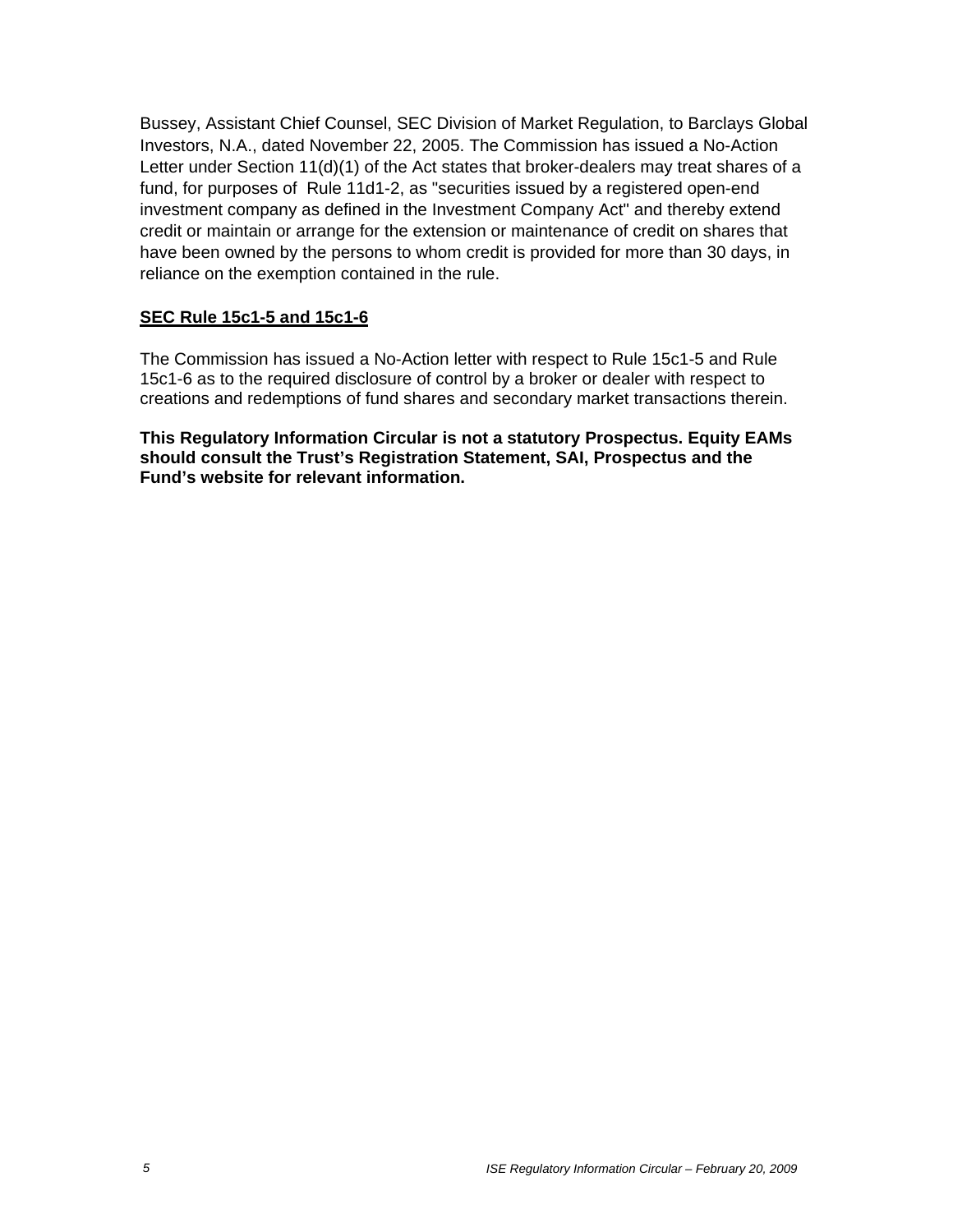Bussey, Assistant Chief Counsel, SEC Division of Market Regulation, to Barclays Global Investors, N.A., dated November 22, 2005. The Commission has issued a No-Action Letter under Section 11(d)(1) of the Act states that broker-dealers may treat shares of a fund, for purposes of Rule 11d1-2, as "securities issued by a registered open-end investment company as defined in the Investment Company Act" and thereby extend credit or maintain or arrange for the extension or maintenance of credit on shares that have been owned by the persons to whom credit is provided for more than 30 days, in reliance on the exemption contained in the rule.

**SEC Rule 15c1-5 and 15c1-6**

The Commission has issued a No-Action letter with respect to Rule 15c1-5 and Rule 15c1-6 as to the required disclosure of control by a broker or dealer with respect to creations and redemptions of fund shares and secondary market transactions therein.

**This Regulatory Information Circular is not a statutory Prospectus. Equity EAMs should consult the Trust's Registration Statement, SAI, Prospectus and the Fund's website for relevant information.**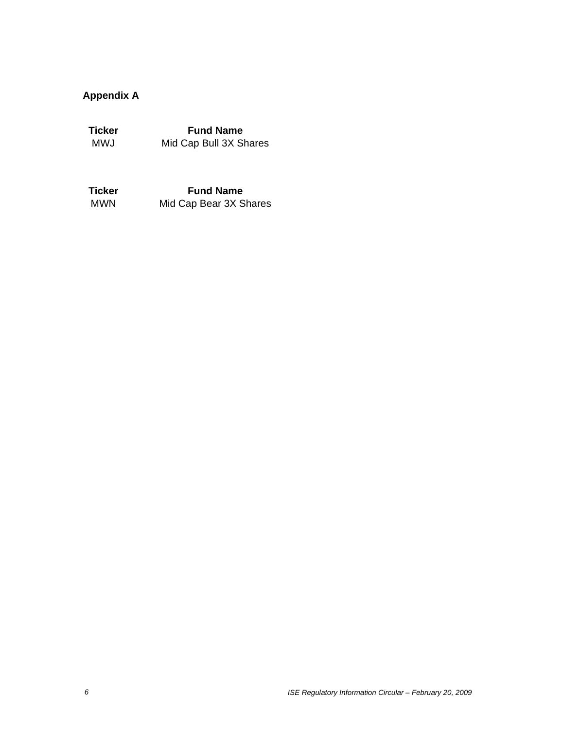## Appendix A

| Ticker | Fund Name |
| --- | --- |
| MWJ | Mid Cap Bull 3X Shares |

| Ticker | Fund Name |
| --- | --- |
| MWN | Mid Cap Bear 3X Shares |